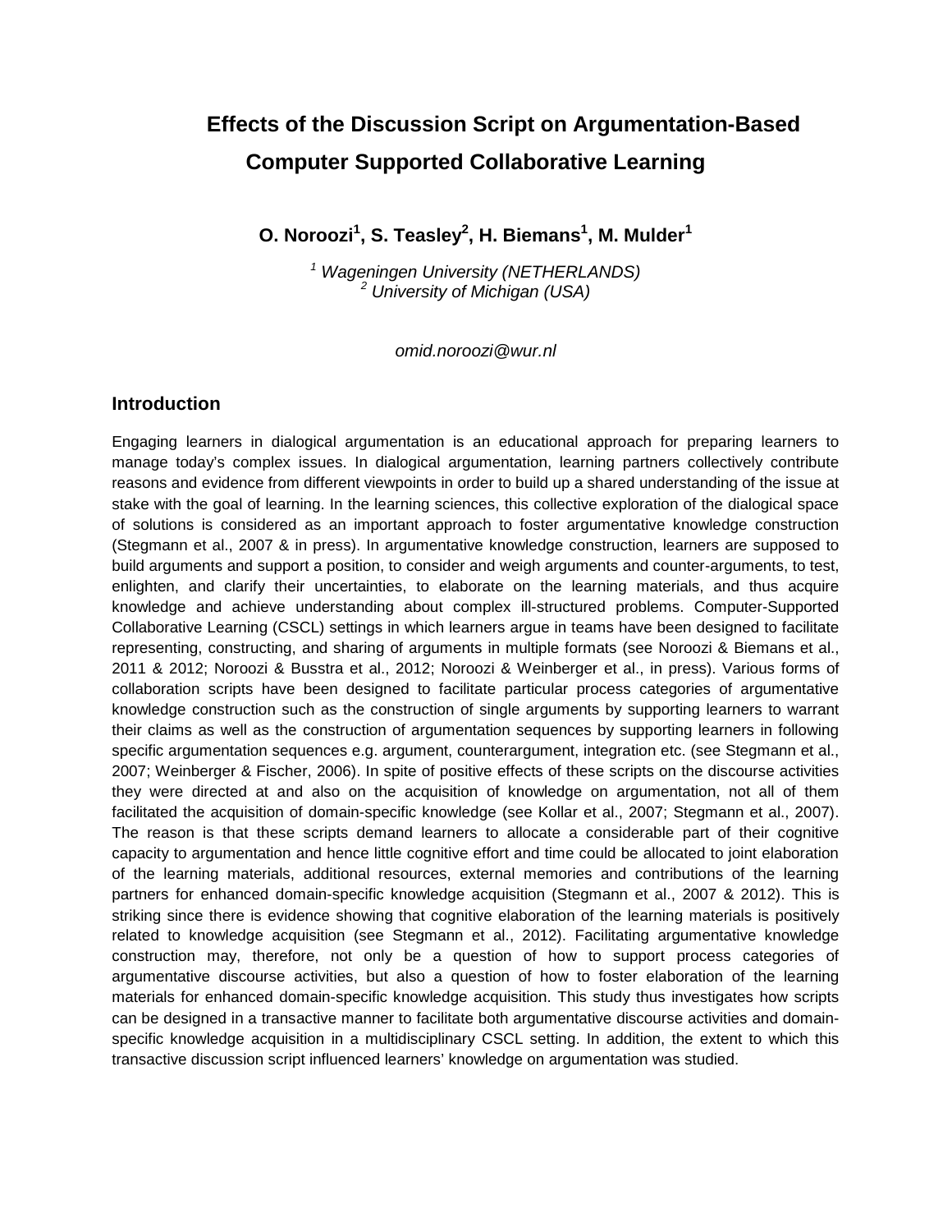# Effects of the Discussion Script on Argumentation-Based Computer Supported Collaborative Learning

**O. Noroozi[1], S. Teasley[2], H. Biemans[1], M. Mulder[1]**

*[1] Wageningen University (NETHERLANDS)*
*[2] University of Michigan (USA)*

*omid.noroozi@wur.nl*

## Introduction

Engaging learners in dialogical argumentation is an educational approach for preparing learners to manage today's complex issues. In dialogical argumentation, learning partners collectively contribute reasons and evidence from different viewpoints in order to build up a shared understanding of the issue at stake with the goal of learning. In the learning sciences, this collective exploration of the dialogical space of solutions is considered as an important approach to foster argumentative knowledge construction (Stegmann et al., 2007 & in press). In argumentative knowledge construction, learners are supposed to build arguments and support a position, to consider and weigh arguments and counter-arguments, to test, enlighten, and clarify their uncertainties, to elaborate on the learning materials, and thus acquire knowledge and achieve understanding about complex ill-structured problems. Computer-Supported Collaborative Learning (CSCL) settings in which learners argue in teams have been designed to facilitate representing, constructing, and sharing of arguments in multiple formats (see Noroozi & Biemans et al., 2011 & 2012; Noroozi & Busstra et al., 2012; Noroozi & Weinberger et al., in press). Various forms of collaboration scripts have been designed to facilitate particular process categories of argumentative knowledge construction such as the construction of single arguments by supporting learners to warrant their claims as well as the construction of argumentation sequences by supporting learners in following specific argumentation sequences e.g. argument, counterargument, integration etc. (see Stegmann et al., 2007; Weinberger & Fischer, 2006). In spite of positive effects of these scripts on the discourse activities they were directed at and also on the acquisition of knowledge on argumentation, not all of them facilitated the acquisition of domain-specific knowledge (see Kollar et al., 2007; Stegmann et al., 2007). The reason is that these scripts demand learners to allocate a considerable part of their cognitive capacity to argumentation and hence little cognitive effort and time could be allocated to joint elaboration of the learning materials, additional resources, external memories and contributions of the learning partners for enhanced domain-specific knowledge acquisition (Stegmann et al., 2007 & 2012). This is striking since there is evidence showing that cognitive elaboration of the learning materials is positively related to knowledge acquisition (see Stegmann et al., 2012). Facilitating argumentative knowledge construction may, therefore, not only be a question of how to support process categories of argumentative discourse activities, but also a question of how to foster elaboration of the learning materials for enhanced domain-specific knowledge acquisition. This study thus investigates how scripts can be designed in a transactive manner to facilitate both argumentative discourse activities and domain-specific knowledge acquisition in a multidisciplinary CSCL setting. In addition, the extent to which this transactive discussion script influenced learners' knowledge on argumentation was studied.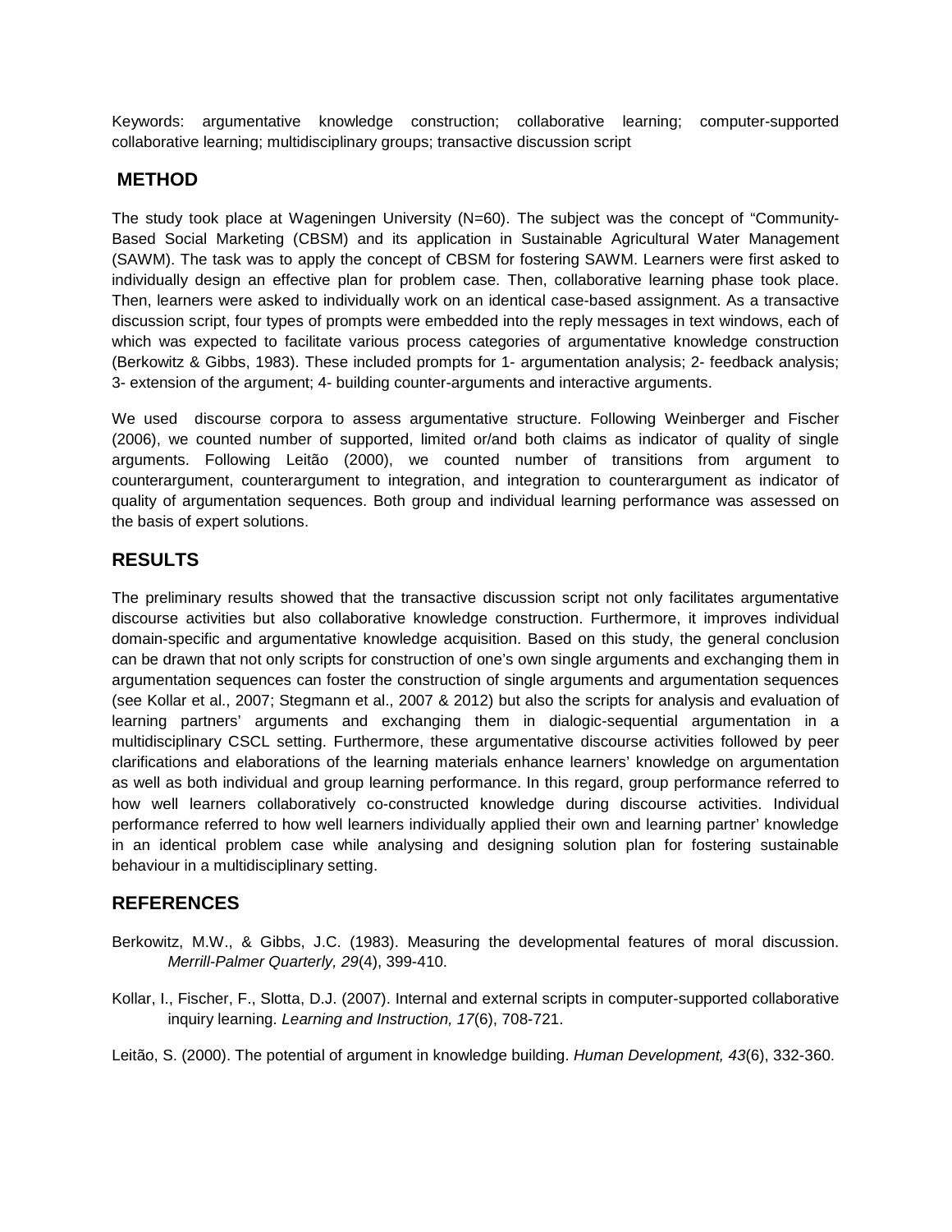Keywords: argumentative knowledge construction; collaborative learning; computer-supported collaborative learning; multidisciplinary groups; transactive discussion script

## METHOD

The study took place at Wageningen University (N=60). The subject was the concept of "Community-Based Social Marketing (CBSM) and its application in Sustainable Agricultural Water Management (SAWM). The task was to apply the concept of CBSM for fostering SAWM. Learners were first asked to individually design an effective plan for problem case. Then, collaborative learning phase took place. Then, learners were asked to individually work on an identical case-based assignment. As a transactive discussion script, four types of prompts were embedded into the reply messages in text windows, each of which was expected to facilitate various process categories of argumentative knowledge construction (Berkowitz & Gibbs, 1983). These included prompts for 1- argumentation analysis; 2- feedback analysis; 3- extension of the argument; 4- building counter-arguments and interactive arguments.

We used discourse corpora to assess argumentative structure. Following Weinberger and Fischer (2006), we counted number of supported, limited or/and both claims as indicator of quality of single arguments. Following Leitão (2000), we counted number of transitions from argument to counterargument, counterargument to integration, and integration to counterargument as indicator of quality of argumentation sequences. Both group and individual learning performance was assessed on the basis of expert solutions.

## RESULTS

The preliminary results showed that the transactive discussion script not only facilitates argumentative discourse activities but also collaborative knowledge construction. Furthermore, it improves individual domain-specific and argumentative knowledge acquisition. Based on this study, the general conclusion can be drawn that not only scripts for construction of one's own single arguments and exchanging them in argumentation sequences can foster the construction of single arguments and argumentation sequences (see Kollar et al., 2007; Stegmann et al., 2007 & 2012) but also the scripts for analysis and evaluation of learning partners' arguments and exchanging them in dialogic-sequential argumentation in a multidisciplinary CSCL setting. Furthermore, these argumentative discourse activities followed by peer clarifications and elaborations of the learning materials enhance learners' knowledge on argumentation as well as both individual and group learning performance. In this regard, group performance referred to how well learners collaboratively co-constructed knowledge during discourse activities. Individual performance referred to how well learners individually applied their own and learning partner' knowledge in an identical problem case while analysing and designing solution plan for fostering sustainable behaviour in a multidisciplinary setting.

## REFERENCES

Berkowitz, M.W., & Gibbs, J.C. (1983). Measuring the developmental features of moral discussion. *Merrill-Palmer Quarterly, 29*(4), 399-410.

Kollar, I., Fischer, F., Slotta, D.J. (2007). Internal and external scripts in computer-supported collaborative inquiry learning. *Learning and Instruction, 17*(6), 708-721.

Leitão, S. (2000). The potential of argument in knowledge building. *Human Development, 43*(6), 332-360.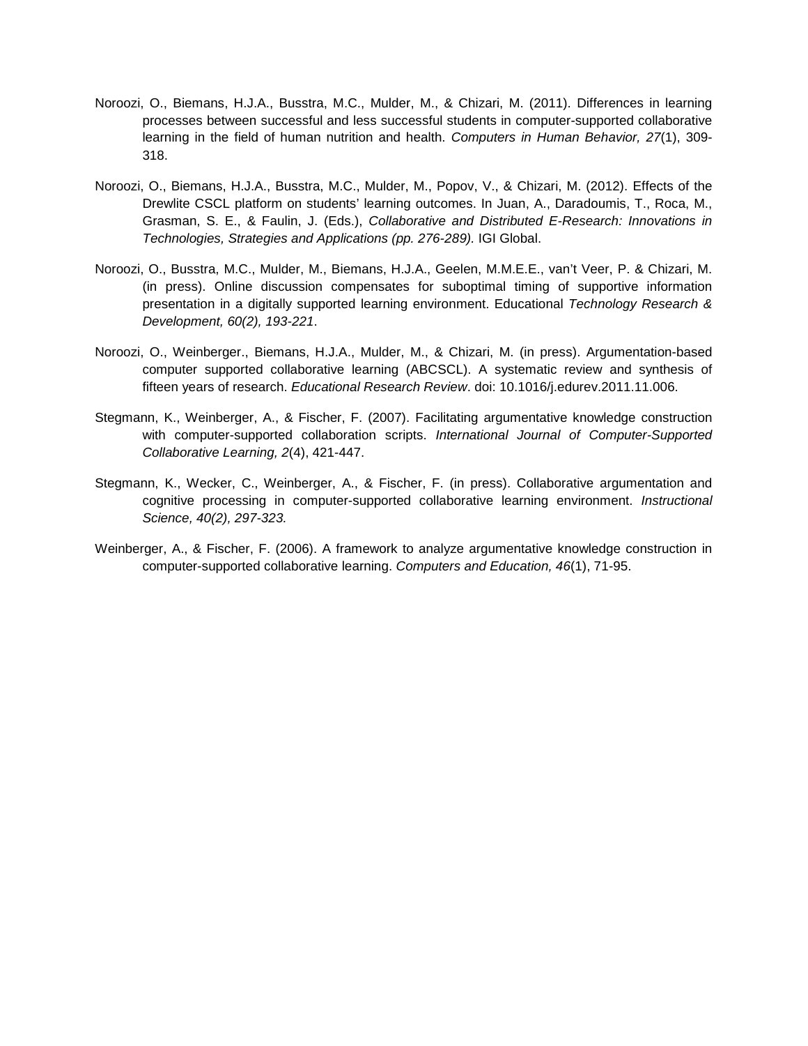Noroozi, O., Biemans, H.J.A., Busstra, M.C., Mulder, M., & Chizari, M. (2011). Differences in learning processes between successful and less successful students in computer-supported collaborative learning in the field of human nutrition and health. *Computers in Human Behavior, 27*(1), 309-318.

Noroozi, O., Biemans, H.J.A., Busstra, M.C., Mulder, M., Popov, V., & Chizari, M. (2012). Effects of the Drewlite CSCL platform on students' learning outcomes. In Juan, A., Daradoumis, T., Roca, M., Grasman, S. E., & Faulin, J. (Eds.), *Collaborative and Distributed E-Research: Innovations in Technologies, Strategies and Applications (pp. 276-289).* IGI Global.

Noroozi, O., Busstra, M.C., Mulder, M., Biemans, H.J.A., Geelen, M.M.E.E., van't Veer, P. & Chizari, M. (in press). Online discussion compensates for suboptimal timing of supportive information presentation in a digitally supported learning environment. Educational *Technology Research & Development, 60(2), 193-221*.

Noroozi, O., Weinberger., Biemans, H.J.A., Mulder, M., & Chizari, M. (in press). Argumentation-based computer supported collaborative learning (ABCSCL). A systematic review and synthesis of fifteen years of research. *Educational Research Review*. doi: 10.1016/j.edurev.2011.11.006.

Stegmann, K., Weinberger, A., & Fischer, F. (2007). Facilitating argumentative knowledge construction with computer-supported collaboration scripts. *International Journal of Computer-Supported Collaborative Learning, 2*(4), 421-447.

Stegmann, K., Wecker, C., Weinberger, A., & Fischer, F. (in press). Collaborative argumentation and cognitive processing in computer-supported collaborative learning environment. *Instructional Science, 40(2), 297-323.*

Weinberger, A., & Fischer, F. (2006). A framework to analyze argumentative knowledge construction in computer-supported collaborative learning. *Computers and Education, 46*(1), 71-95.